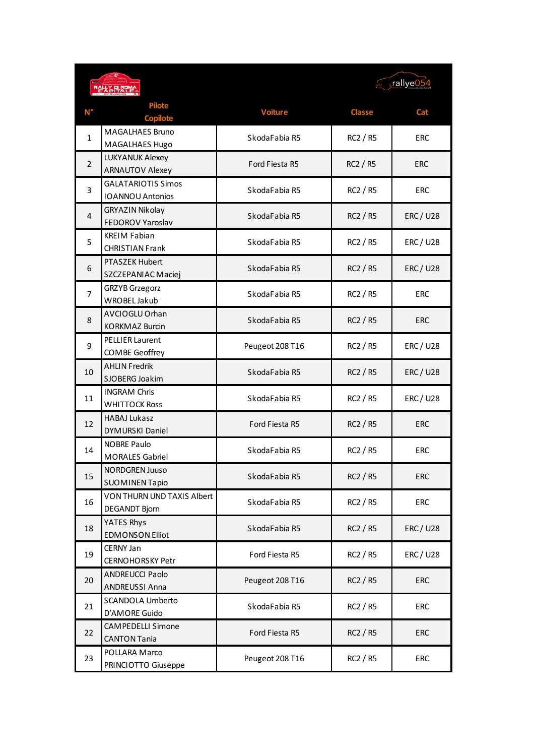| N° | Pilote<br>Copilote | Voiture | Classe | Cat |
|---|---|---|---|---|
| 1 | MAGALHAES Bruno<br>MAGALHAES Hugo | SkodaFabia R5 | RC2 / R5 | ERC |
| 2 | LUKYANUK Alexey<br>ARNAUTOV Alexey | Ford Fiesta R5 | RC2 / R5 | ERC |
| 3 | GALATARIOTIS Simos<br>IOANNOU Antonios | SkodaFabia R5 | RC2 / R5 | ERC |
| 4 | GRYAZIN Nikolay<br>FEDOROV Yaroslav | SkodaFabia R5 | RC2 / R5 | ERC / U28 |
| 5 | KREIM Fabian<br>CHRISTIAN Frank | SkodaFabia R5 | RC2 / R5 | ERC / U28 |
| 6 | PTASZEK Hubert<br>SZCZEPANIAC Maciej | SkodaFabia R5 | RC2 / R5 | ERC / U28 |
| 7 | GRZYB Grzegorz<br>WROBEL Jakub | SkodaFabia R5 | RC2 / R5 | ERC |
| 8 | AVCIOGLU Orhan<br>KORKMAZ Burcin | SkodaFabia R5 | RC2 / R5 | ERC |
| 9 | PELLIER Laurent<br>COMBE Geoffrey | Peugeot 208 T16 | RC2 / R5 | ERC / U28 |
| 10 | AHLIN Fredrik<br>SJOBERG Joakim | SkodaFabia R5 | RC2 / R5 | ERC / U28 |
| 11 | INGRAM Chris<br>WHITTOCK Ross | SkodaFabia R5 | RC2 / R5 | ERC / U28 |
| 12 | HABAJ Lukasz<br>DYMURSKI Daniel | Ford Fiesta R5 | RC2 / R5 | ERC |
| 14 | NOBRE Paulo<br>MORALES Gabriel | SkodaFabia R5 | RC2 / R5 | ERC |
| 15 | NORDGREN Juuso<br>SUOMINEN Tapio | SkodaFabia R5 | RC2 / R5 | ERC |
| 16 | VON THURN UND TAXIS Albert<br>DEGANDT Bjorn | SkodaFabia R5 | RC2 / R5 | ERC |
| 18 | YATES Rhys<br>EDMONSON Elliot | SkodaFabia R5 | RC2 / R5 | ERC / U28 |
| 19 | CERNY Jan<br>CERNOHORSKY Petr | Ford Fiesta R5 | RC2 / R5 | ERC / U28 |
| 20 | ANDREUCCI Paolo<br>ANDREUSSI Anna | Peugeot 208 T16 | RC2 / R5 | ERC |
| 21 | SCANDOLA Umberto<br>D'AMORE Guido | SkodaFabia R5 | RC2 / R5 | ERC |
| 22 | CAMPEDELLI Simone<br>CANTON Tania | Ford Fiesta R5 | RC2 / R5 | ERC |
| 23 | POLLARA Marco<br>PRINCIOTTO Giuseppe | Peugeot 208 T16 | RC2 / R5 | ERC |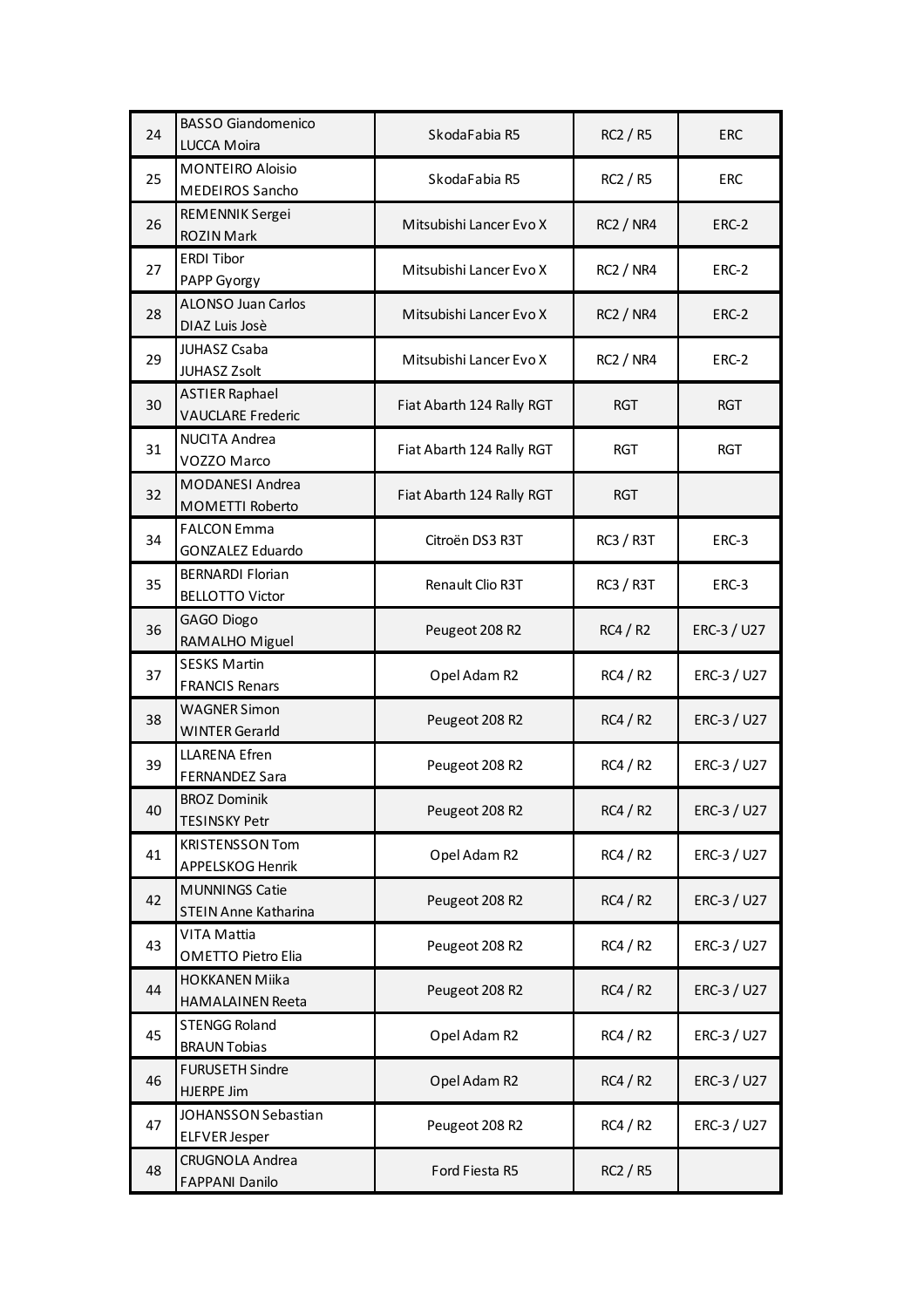| | | | | |
|---|---|---|---|---|
| 24 | BASSO Giandomenico<br>LUCCA Moira | SkodaFabia R5 | RC2 / R5 | ERC |
| 25 | MONTEIRO Aloisio<br>MEDEIROS Sancho | SkodaFabia R5 | RC2 / R5 | ERC |
| 26 | REMENNIK Sergei<br>ROZIN Mark | Mitsubishi Lancer Evo X | RC2 / NR4 | ERC-2 |
| 27 | ERDI Tibor<br>PAPP Gyorgy | Mitsubishi Lancer Evo X | RC2 / NR4 | ERC-2 |
| 28 | ALONSO Juan Carlos<br>DIAZ Luis Josè | Mitsubishi Lancer Evo X | RC2 / NR4 | ERC-2 |
| 29 | JUHASZ Csaba<br>JUHASZ Zsolt | Mitsubishi Lancer Evo X | RC2 / NR4 | ERC-2 |
| 30 | ASTIER Raphael<br>VAUCLARE Frederic | Fiat Abarth 124 Rally RGT | RGT | RGT |
| 31 | NUCITA Andrea<br>VOZZO Marco | Fiat Abarth 124 Rally RGT | RGT | RGT |
| 32 | MODANESI Andrea<br>MOMETTI Roberto | Fiat Abarth 124 Rally RGT | RGT | |
| 34 | FALCON Emma<br>GONZALEZ Eduardo | Citroën DS3 R3T | RC3 / R3T | ERC-3 |
| 35 | BERNARDI Florian<br>BELLOTTO Victor | Renault Clio R3T | RC3 / R3T | ERC-3 |
| 36 | GAGO Diogo<br>RAMALHO Miguel | Peugeot 208 R2 | RC4 / R2 | ERC-3 / U27 |
| 37 | SESKS Martin<br>FRANCIS Renars | Opel Adam R2 | RC4 / R2 | ERC-3 / U27 |
| 38 | WAGNER Simon<br>WINTER Gerarld | Peugeot 208 R2 | RC4 / R2 | ERC-3 / U27 |
| 39 | LLARENA Efren<br>FERNANDEZ Sara | Peugeot 208 R2 | RC4 / R2 | ERC-3 / U27 |
| 40 | BROZ Dominik<br>TESINSKY Petr | Peugeot 208 R2 | RC4 / R2 | ERC-3 / U27 |
| 41 | KRISTENSSON Tom<br>APPELSKOG Henrik | Opel Adam R2 | RC4 / R2 | ERC-3 / U27 |
| 42 | MUNNINGS Catie<br>STEIN Anne Katharina | Peugeot 208 R2 | RC4 / R2 | ERC-3 / U27 |
| 43 | VITA Mattia<br>OMETTO Pietro Elia | Peugeot 208 R2 | RC4 / R2 | ERC-3 / U27 |
| 44 | HOKKANEN Miika<br>HAMALAINEN Reeta | Peugeot 208 R2 | RC4 / R2 | ERC-3 / U27 |
| 45 | STENGG Roland<br>BRAUN Tobias | Opel Adam R2 | RC4 / R2 | ERC-3 / U27 |
| 46 | FURUSETH Sindre<br>HJERPE Jim | Opel Adam R2 | RC4 / R2 | ERC-3 / U27 |
| 47 | JOHANSSON Sebastian<br>ELFVER Jesper | Peugeot 208 R2 | RC4 / R2 | ERC-3 / U27 |
| 48 | CRUGNOLA Andrea<br>FAPPANI Danilo | Ford Fiesta R5 | RC2 / R5 | |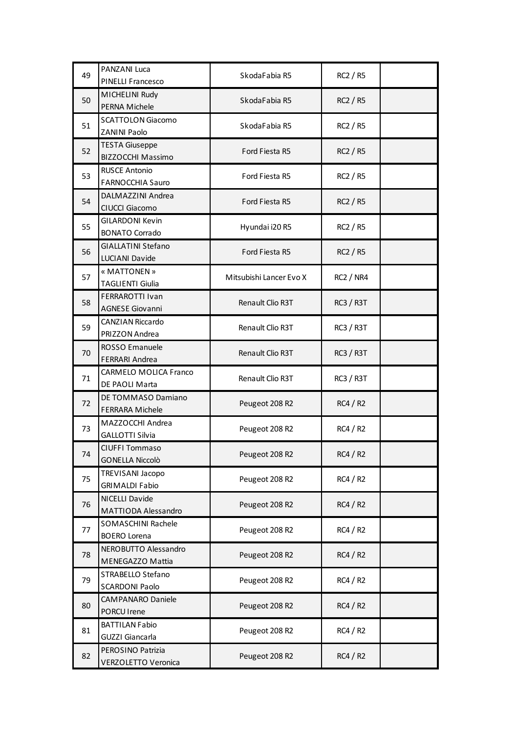| | | | | |
|---|---|---|---|---|
| 49 | PANZANI Luca<br>PINELLI Francesco | SkodaFabia R5 | RC2 / R5 | |
| 50 | MICHELINI Rudy<br>PERNA Michele | SkodaFabia R5 | RC2 / R5 | |
| 51 | SCATTOLON Giacomo<br>ZANINI Paolo | SkodaFabia R5 | RC2 / R5 | |
| 52 | TESTA Giuseppe<br>BIZZOCCHI Massimo | Ford Fiesta R5 | RC2 / R5 | |
| 53 | RUSCE Antonio<br>FARNOCCHIA Sauro | Ford Fiesta R5 | RC2 / R5 | |
| 54 | DALMAZZINI Andrea<br>CIUCCI Giacomo | Ford Fiesta R5 | RC2 / R5 | |
| 55 | GILARDONI Kevin<br>BONATO Corrado | Hyundai i20 R5 | RC2 / R5 | |
| 56 | GIALLATINI Stefano<br>LUCIANI Davide | Ford Fiesta R5 | RC2 / R5 | |
| 57 | « MATTONEN »<br>TAGLIENTI Giulia | Mitsubishi Lancer Evo X | RC2 / NR4 | |
| 58 | FERRAROTTI Ivan<br>AGNESE Giovanni | Renault Clio R3T | RC3 / R3T | |
| 59 | CANZIAN Riccardo<br>PRIZZON Andrea | Renault Clio R3T | RC3 / R3T | |
| 70 | ROSSO Emanuele<br>FERRARI Andrea | Renault Clio R3T | RC3 / R3T | |
| 71 | CARMELO MOLICA Franco<br>DE PAOLI Marta | Renault Clio R3T | RC3 / R3T | |
| 72 | DE TOMMASO Damiano<br>FERRARA Michele | Peugeot 208 R2 | RC4 / R2 | |
| 73 | MAZZOCCHI Andrea<br>GALLOTTI Silvia | Peugeot 208 R2 | RC4 / R2 | |
| 74 | CIUFFI Tommaso<br>GONELLA Niccolò | Peugeot 208 R2 | RC4 / R2 | |
| 75 | TREVISANI Jacopo<br>GRIMALDI Fabio | Peugeot 208 R2 | RC4 / R2 | |
| 76 | NICELLI Davide<br>MATTIODA Alessandro | Peugeot 208 R2 | RC4 / R2 | |
| 77 | SOMASCHINI Rachele<br>BOERO Lorena | Peugeot 208 R2 | RC4 / R2 | |
| 78 | NEROBUTTO Alessandro<br>MENEGAZZO Mattia | Peugeot 208 R2 | RC4 / R2 | |
| 79 | STRABELLO Stefano<br>SCARDONI Paolo | Peugeot 208 R2 | RC4 / R2 | |
| 80 | CAMPANARO Daniele<br>PORCU Irene | Peugeot 208 R2 | RC4 / R2 | |
| 81 | BATTILAN Fabio<br>GUZZI Giancarla | Peugeot 208 R2 | RC4 / R2 | |
| 82 | PEROSINO Patrizia<br>VERZOLETTO Veronica | Peugeot 208 R2 | RC4 / R2 | |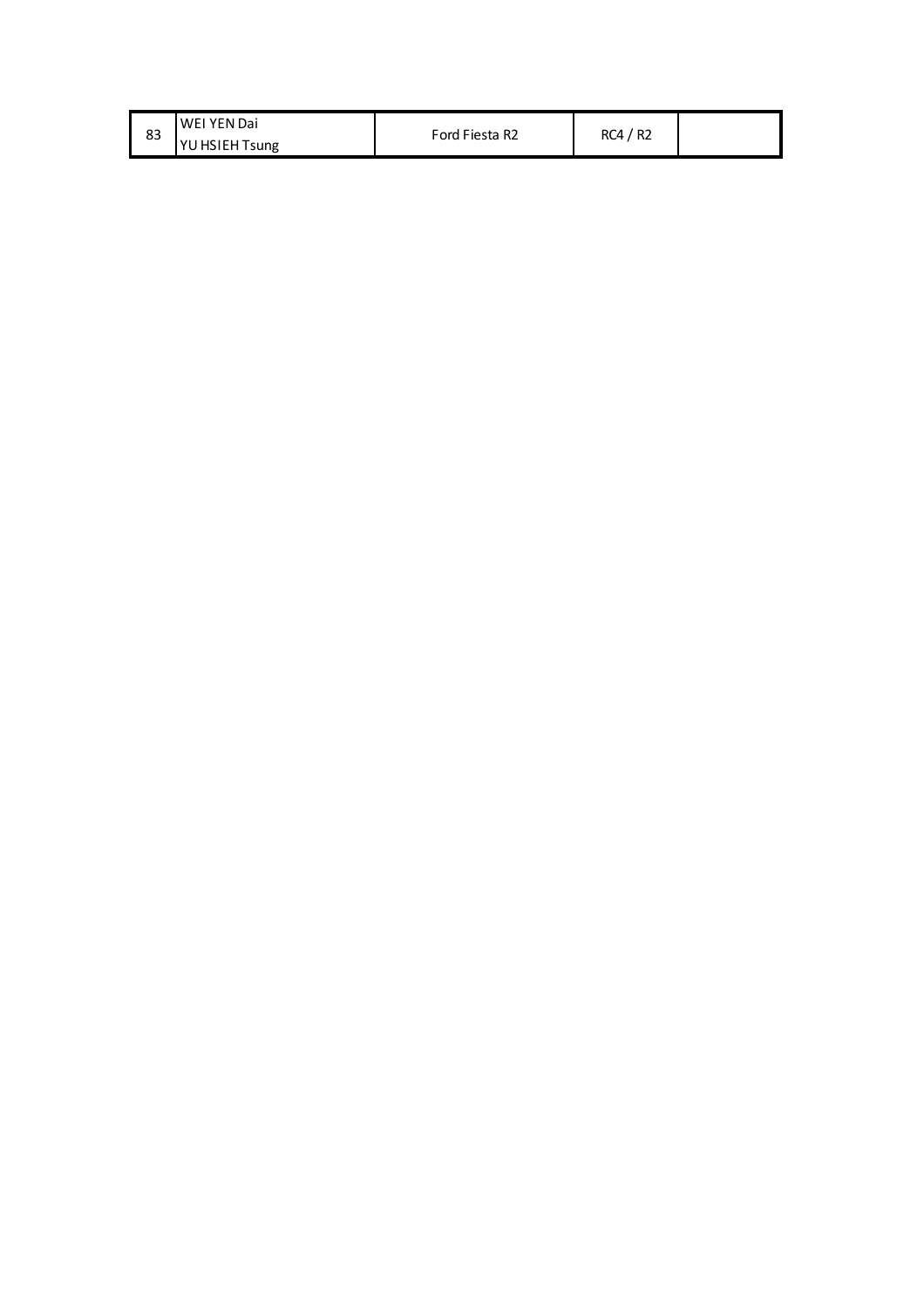| | | | | |
|---|---|---|---|---|
| 83 | WEI YEN Dai<br>YU HSIEH Tsung | Ford Fiesta R2 | RC4 / R2 | |